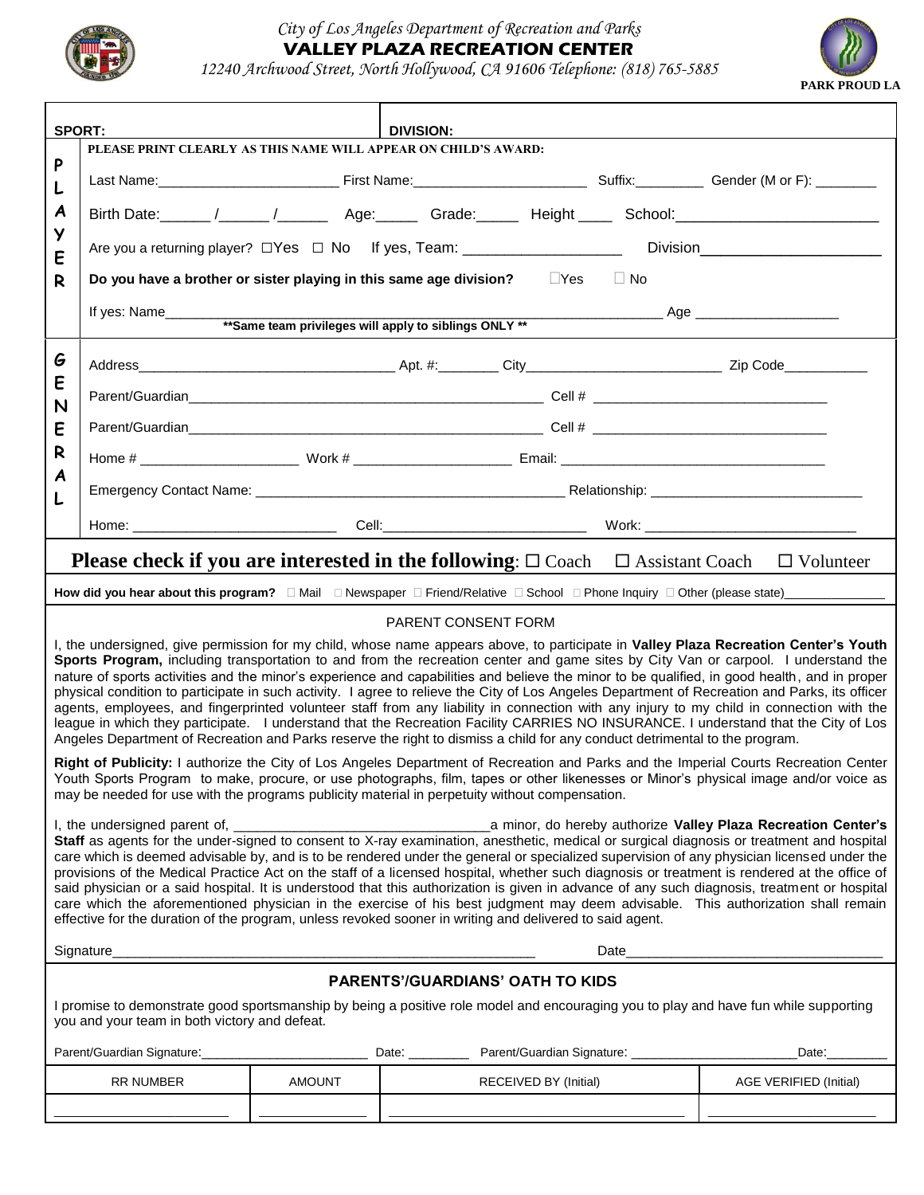*City of Los Angeles Department of Recreation and Parks*

**VALLEY PLAZA RECREATION CENTER**

*12240 Archwood Street, North Hollywood, CA 91606 Telephone: (818) 765-5885*

PARK PROUD LA

**SPORT:** **DIVISION:**

**PLAYER**

**PLEASE PRINT CLEARLY AS THIS NAME WILL APPEAR ON CHILD'S AWARD:**

Last Name:________________________ First Name:_______________________ Suffix:_________ Gender (M or F): ________

Birth Date:______ /______ /______ Age:_____ Grade:_____ Height ____ School:________________________

Are you a returning player? ☐Yes ☐ No If yes, Team: ___________________ Division_____________________

**Do you have a brother or sister playing in this same age division?** ☐Yes ☐ No

If yes: Name_____________________________________________________________________ Age ___________________

**\*\*Same team privileges will apply to siblings ONLY \*\***

**GENERAL**

Address__________________________________ Apt. #:________ City_________________________ Zip Code___________

Parent/Guardian_______________________________________________ Cell # ______________________________

Parent/Guardian_______________________________________________ Cell # ______________________________

Home # ____________________ Work # ____________________ Email: __________________________________

Emergency Contact Name: ________________________________________ Relationship: ____________________________

Home: __________________________ Cell:__________________________ Work: ____________________________

**Please check if you are interested in the following**: ☐ Coach ☐ Assistant Coach ☐ Volunteer

**How did you hear about this program?** ☐ Mail ☐ Newspaper ☐ Friend/Relative ☐ School ☐ Phone Inquiry ☐ Other (please state)______________

PARENT CONSENT FORM

I, the undersigned, give permission for my child, whose name appears above, to participate in **Valley Plaza Recreation Center's Youth Sports Program,** including transportation to and from the recreation center and game sites by City Van or carpool. I understand the nature of sports activities and the minor's experience and capabilities and believe the minor to be qualified, in good health, and in proper physical condition to participate in such activity. I agree to relieve the City of Los Angeles Department of Recreation and Parks, its officer agents, employees, and fingerprinted volunteer staff from any liability in connection with any injury to my child in connection with the league in which they participate. I understand that the Recreation Facility CARRIES NO INSURANCE. I understand that the City of Los Angeles Department of Recreation and Parks reserve the right to dismiss a child for any conduct detrimental to the program.

**Right of Publicity:** I authorize the City of Los Angeles Department of Recreation and Parks and the Imperial Courts Recreation Center Youth Sports Program to make, procure, or use photographs, film, tapes or other likenesses or Minor's physical image and/or voice as may be needed for use with the programs publicity material in perpetuity without compensation.

I, the undersigned parent of, _________________________________a minor, do hereby authorize **Valley Plaza Recreation Center's Staff** as agents for the under-signed to consent to X-ray examination, anesthetic, medical or surgical diagnosis or treatment and hospital care which is deemed advisable by, and is to be rendered under the general or specialized supervision of any physician licensed under the provisions of the Medical Practice Act on the staff of a licensed hospital, whether such diagnosis or treatment is rendered at the office of said physician or a said hospital. It is understood that this authorization is given in advance of any such diagnosis, treatment or hospital care which the aforementioned physician in the exercise of his best judgment may deem advisable. This authorization shall remain effective for the duration of the program, unless revoked sooner in writing and delivered to said agent.

Signature________________________________________________________ Date_________________________________

**PARENTS'/GUARDIANS' OATH TO KIDS**

I promise to demonstrate good sportsmanship by being a positive role model and encouraging you to play and have fun while supporting you and your team in both victory and defeat.

Parent/Guardian Signature:_______________________ Date: ________ Parent/Guardian Signature: _______________________Date:________

| RR NUMBER | AMOUNT | RECEIVED BY (Initial) | AGE VERIFIED (Initial) |
|---|---|---|---|
| | | | |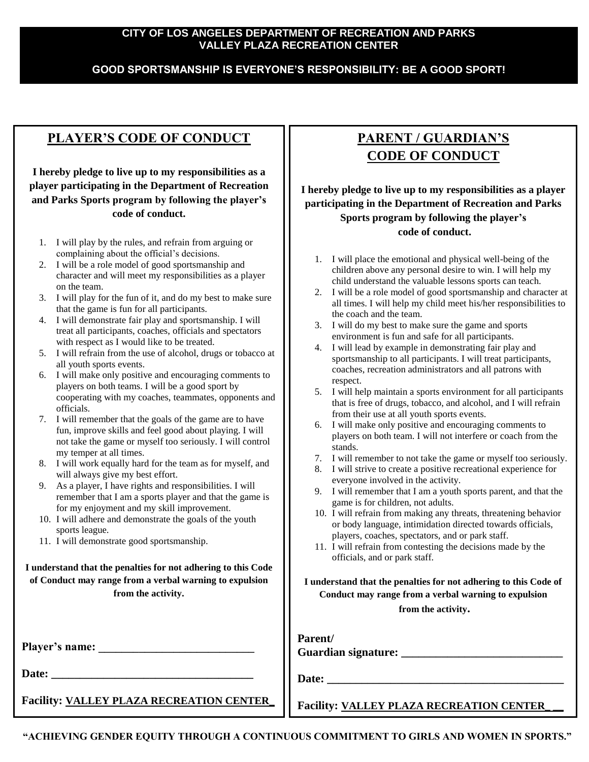**CITY OF LOS ANGELES DEPARTMENT OF RECREATION AND PARKS**
**VALLEY PLAZA RECREATION CENTER**

**GOOD SPORTSMANSHIP IS EVERYONE'S RESPONSIBILITY: BE A GOOD SPORT!**

## PLAYER'S CODE OF CONDUCT

**I hereby pledge to live up to my responsibilities as a player participating in the Department of Recreation and Parks Sports program by following the player's code of conduct.**

1. I will play by the rules, and refrain from arguing or complaining about the official's decisions.
2. I will be a role model of good sportsmanship and character and will meet my responsibilities as a player on the team.
3. I will play for the fun of it, and do my best to make sure that the game is fun for all participants.
4. I will demonstrate fair play and sportsmanship. I will treat all participants, coaches, officials and spectators with respect as I would like to be treated.
5. I will refrain from the use of alcohol, drugs or tobacco at all youth sports events.
6. I will make only positive and encouraging comments to players on both teams. I will be a good sport by cooperating with my coaches, teammates, opponents and officials.
7. I will remember that the goals of the game are to have fun, improve skills and feel good about playing. I will not take the game or myself too seriously. I will control my temper at all times.
8. I will work equally hard for the team as for myself, and will always give my best effort.
9. As a player, I have rights and responsibilities. I will remember that I am a sports player and that the game is for my enjoyment and my skill improvement.
10. I will adhere and demonstrate the goals of the youth sports league.
11. I will demonstrate good sportsmanship.

**I understand that the penalties for not adhering to this Code of Conduct may range from a verbal warning to expulsion from the activity.**

**Player's name:** ___________________________

**Date:** ___________________________________

**Facility:** **VALLEY PLAZA RECREATION CENTER_**

## PARENT / GUARDIAN'S CODE OF CONDUCT

**I hereby pledge to live up to my responsibilities as a player participating in the Department of Recreation and Parks Sports program by following the player's code of conduct.**

1. I will place the emotional and physical well-being of the children above any personal desire to win. I will help my child understand the valuable lessons sports can teach.
2. I will be a role model of good sportsmanship and character at all times. I will help my child meet his/her responsibilities to the coach and the team.
3. I will do my best to make sure the game and sports environment is fun and safe for all participants.
4. I will lead by example in demonstrating fair play and sportsmanship to all participants. I will treat participants, coaches, recreation administrators and all patrons with respect.
5. I will help maintain a sports environment for all participants that is free of drugs, tobacco, and alcohol, and I will refrain from their use at all youth sports events.
6. I will make only positive and encouraging comments to players on both team. I will not interfere or coach from the stands.
7. I will remember to not take the game or myself too seriously.
8. I will strive to create a positive recreational experience for everyone involved in the activity.
9. I will remember that I am a youth sports parent, and that the game is for children, not adults.
10. I will refrain from making any threats, threatening behavior or body language, intimidation directed towards officials, players, coaches, spectators, and or park staff.
11. I will refrain from contesting the decisions made by the officials, and or park staff.

**I understand that the penalties for not adhering to this Code of Conduct may range from a verbal warning to expulsion from the activity.**

**Parent/ Guardian signature:** ____________________________

**Date:** ________________________________________

**Facility:** **VALLEY PLAZA RECREATION CENTER_ __**

**"ACHIEVING GENDER EQUITY THROUGH A CONTINUOUS COMMITMENT TO GIRLS AND WOMEN IN SPORTS."**